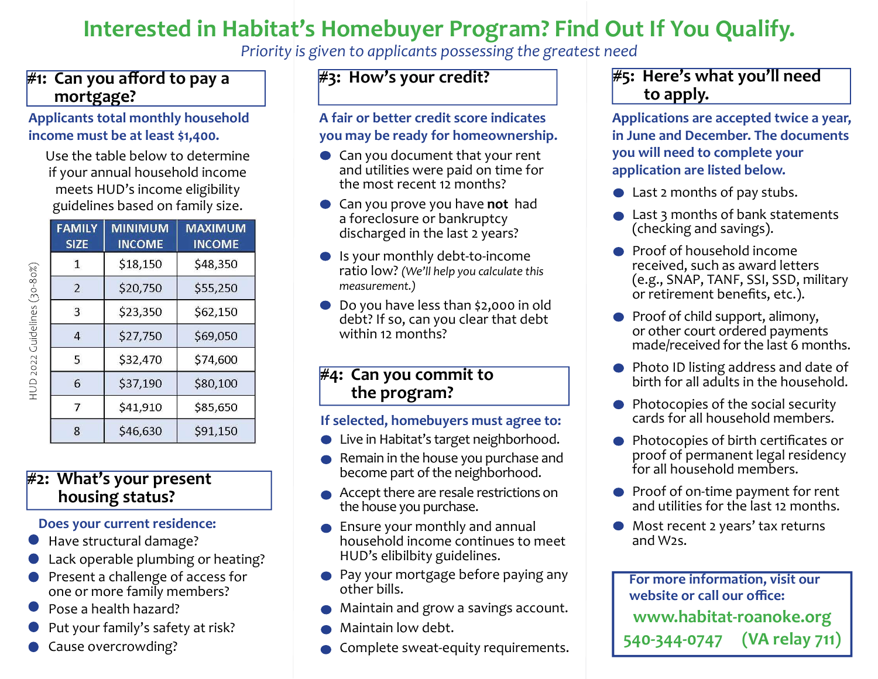# Interested in Habitat's Homebuyer Program? Find Out If You Qualify.

*Priority is given to applicants possessing the greatest need*

## #1: Can you afford to pay a mortgage?

**Applicants total monthly household income must be at least $1,400.**

Use the table below to determine if your annual household income meets HUD's income eligibility guidelines based on family size.

HUD 2022 Guidelines (30-80%)

| FAMILY SIZE | MINIMUM INCOME | MAXIMUM INCOME |
|---|---|---|
| 1 | $18,150 | $48,350 |
| 2 | $20,750 | $55,250 |
| 3 | $23,350 | $62,150 |
| 4 | $27,750 | $69,050 |
| 5 | $32,470 | $74,600 |
| 6 | $37,190 | $80,100 |
| 7 | $41,910 | $85,650 |
| 8 | $46,630 | $91,150 |

## #2: What's your present housing status?

**Does your current residence:**

- Have structural damage?
- Lack operable plumbing or heating?
- Present a challenge of access for one or more family members?
- Pose a health hazard?
- Put your family's safety at risk?
- Cause overcrowding?

## #3: How's your credit?

**A fair or better credit score indicates you may be ready for homeownership.**

- Can you document that your rent and utilities were paid on time for the most recent 12 months?
- Can you prove you have **not** had a foreclosure or bankruptcy discharged in the last 2 years?
- Is your monthly debt-to-income ratio low? *(We'll help you calculate this measurement.)*
- Do you have less than $2,000 in old debt? If so, can you clear that debt within 12 months?

## #4: Can you commit to the program?

**If selected, homebuyers must agree to:**

- Live in Habitat's target neighborhood.
- Remain in the house you purchase and become part of the neighborhood.
- Accept there are resale restrictions on the house you purchase.
- Ensure your monthly and annual household income continues to meet HUD's elibilbity guidelines.
- Pay your mortgage before paying any other bills.
- Maintain and grow a savings account.
- Maintain low debt.
- Complete sweat-equity requirements.

## #5: Here's what you'll need to apply.

**Applications are accepted twice a year, in June and December. The documents you will need to complete your application are listed below.**

- Last 2 months of pay stubs.
- Last 3 months of bank statements (checking and savings).
- Proof of household income received, such as award letters (e.g., SNAP, TANF, SSI, SSD, military or retirement benefits, etc.).
- Proof of child support, alimony, or other court ordered payments made/received for the last 6 months.
- Photo ID listing address and date of birth for all adults in the household.
- Photocopies of the social security cards for all household members.
- Photocopies of birth certificates or proof of permanent legal residency for all household members.
- Proof of on-time payment for rent and utilities for the last 12 months.
- Most recent 2 years' tax returns and W2s.

**For more information, visit our website or call our office:**

**www.habitat-roanoke.org**

**540-344-0747 (VA relay 711)**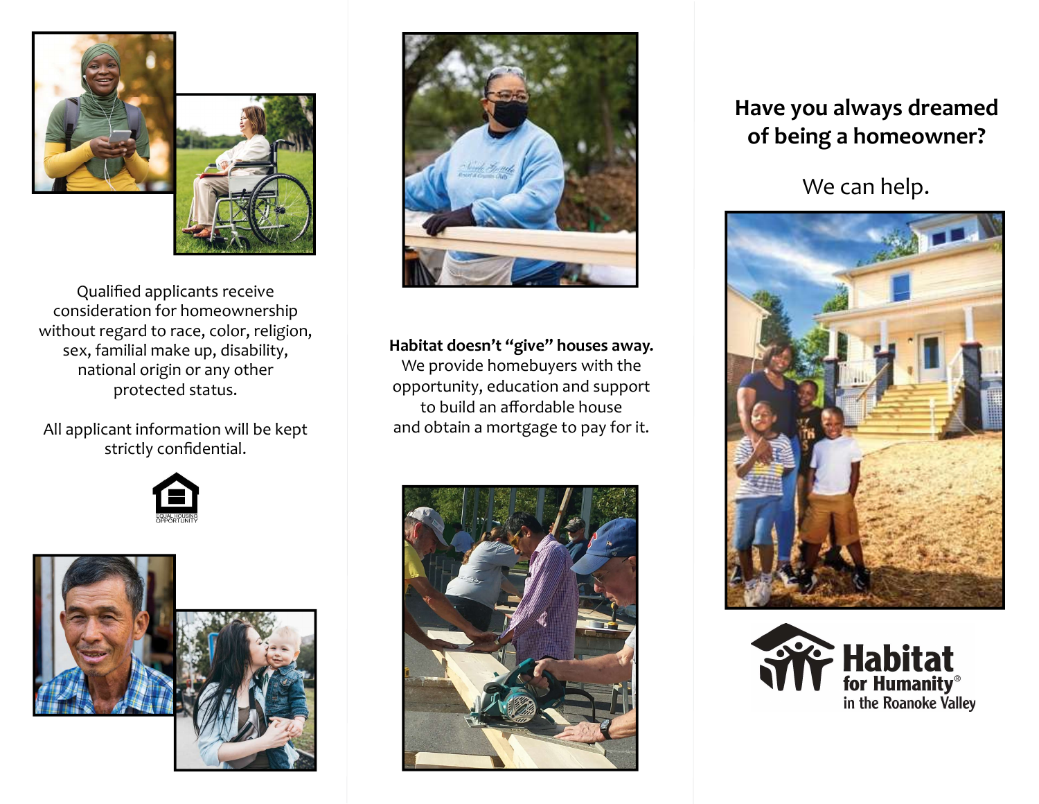Qualified applicants receive consideration for homeownership without regard to race, color, religion, sex, familial make up, disability, national origin or any other protected status.

All applicant information will be kept strictly confidential.

EQUAL HOUSING OPPORTUNITY

**Habitat doesn't "give" houses away.** We provide homebuyers with the opportunity, education and support to build an affordable house and obtain a mortgage to pay for it.

## Have you always dreamed of being a homeowner?

We can help.

Habitat for Humanity® in the Roanoke Valley